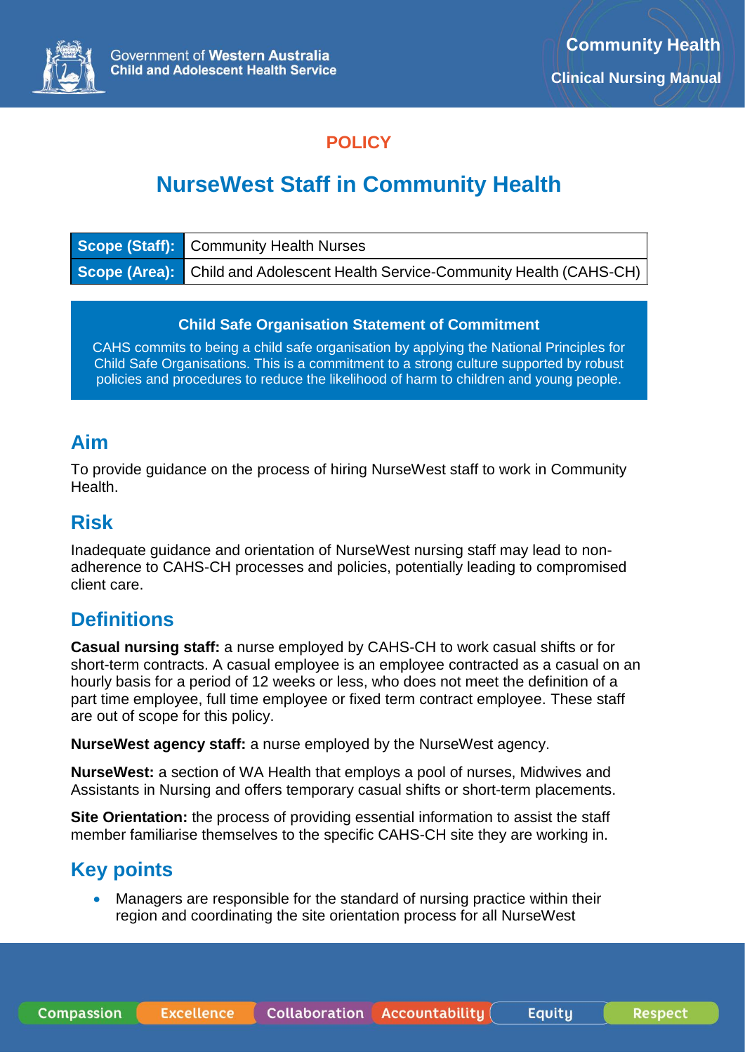POLICY

# NurseWest Staff in Community Health

| Scope (Staff): | Community Health Nurses |
|---|---|
| Scope (Area): | Child and Adolescent Health Service-Community Health (CAHS-CH) |

**Child Safe Organisation Statement of Commitment**

CAHS commits to being a child safe organisation by applying the National Principles for Child Safe Organisations. This is a commitment to a strong culture supported by robust policies and procedures to reduce the likelihood of harm to children and young people.

## Aim

To provide guidance on the process of hiring NurseWest staff to work in Community Health.

## Risk

Inadequate guidance and orientation of NurseWest nursing staff may lead to non-adherence to CAHS-CH processes and policies, potentially leading to compromised client care.

## Definitions

**Casual nursing staff:** a nurse employed by CAHS-CH to work casual shifts or for short-term contracts. A casual employee is an employee contracted as a casual on an hourly basis for a period of 12 weeks or less, who does not meet the definition of a part time employee, full time employee or fixed term contract employee. These staff are out of scope for this policy.

**NurseWest agency staff:** a nurse employed by the NurseWest agency.

**NurseWest:** a section of WA Health that employs a pool of nurses, Midwives and Assistants in Nursing and offers temporary casual shifts or short-term placements.

**Site Orientation:** the process of providing essential information to assist the staff member familiarise themselves to the specific CAHS-CH site they are working in.

## Key points

- Managers are responsible for the standard of nursing practice within their region and coordinating the site orientation process for all NurseWest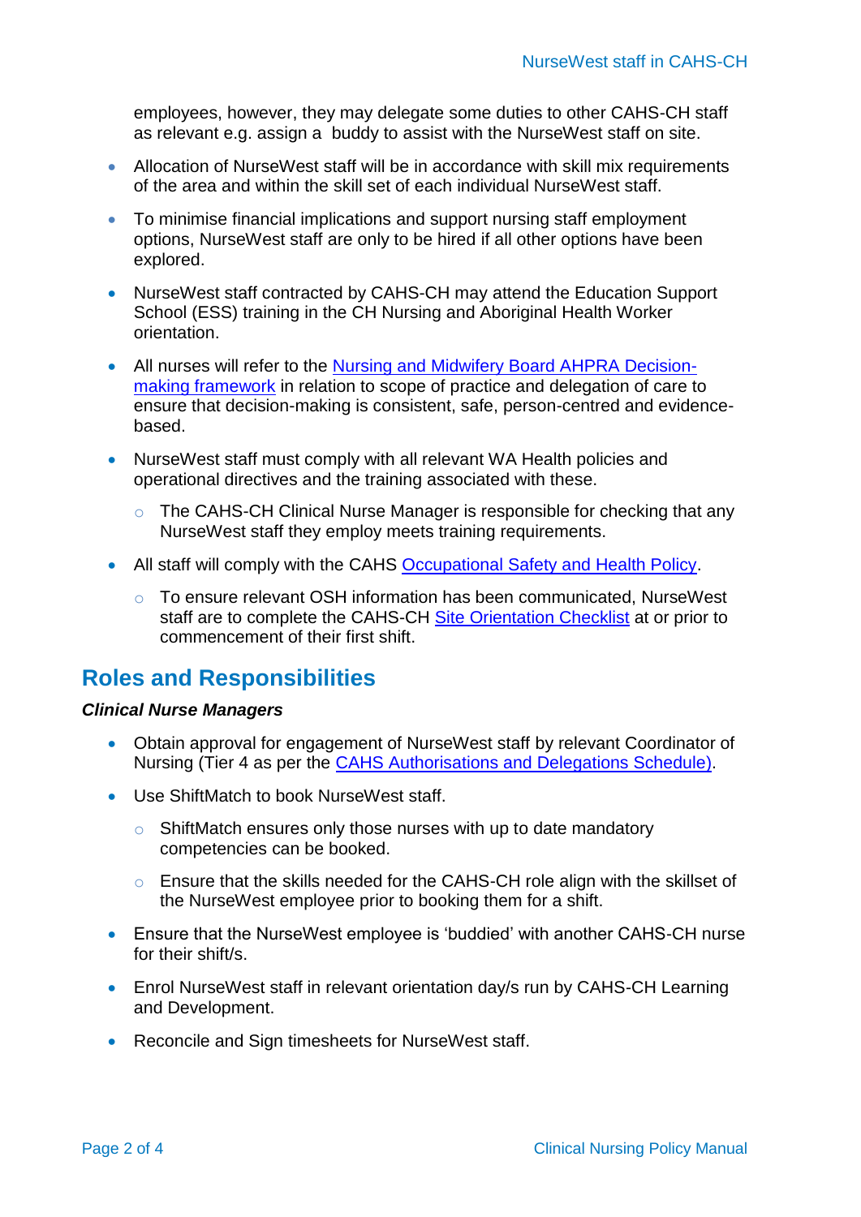employees, however, they may delegate some duties to other CAHS-CH staff as relevant e.g. assign a buddy to assist with the NurseWest staff on site.

- Allocation of NurseWest staff will be in accordance with skill mix requirements of the area and within the skill set of each individual NurseWest staff.
- To minimise financial implications and support nursing staff employment options, NurseWest staff are only to be hired if all other options have been explored.
- NurseWest staff contracted by CAHS-CH may attend the Education Support School (ESS) training in the CH Nursing and Aboriginal Health Worker orientation.
- All nurses will refer to the [Nursing and Midwifery Board AHPRA Decision-making framework]() in relation to scope of practice and delegation of care to ensure that decision-making is consistent, safe, person-centred and evidence-based.
- NurseWest staff must comply with all relevant WA Health policies and operational directives and the training associated with these.
  - The CAHS-CH Clinical Nurse Manager is responsible for checking that any NurseWest staff they employ meets training requirements.
- All staff will comply with the CAHS [Occupational Safety and Health Policy]().
  - To ensure relevant OSH information has been communicated, NurseWest staff are to complete the CAHS-CH [Site Orientation Checklist]() at or prior to commencement of their first shift.

## Roles and Responsibilities

***Clinical Nurse Managers***

- Obtain approval for engagement of NurseWest staff by relevant Coordinator of Nursing (Tier 4 as per the [CAHS Authorisations and Delegations Schedule)]().
- Use ShiftMatch to book NurseWest staff.
  - ShiftMatch ensures only those nurses with up to date mandatory competencies can be booked.
  - Ensure that the skills needed for the CAHS-CH role align with the skillset of the NurseWest employee prior to booking them for a shift.
- Ensure that the NurseWest employee is 'buddied' with another CAHS-CH nurse for their shift/s.
- Enrol NurseWest staff in relevant orientation day/s run by CAHS-CH Learning and Development.
- Reconcile and Sign timesheets for NurseWest staff.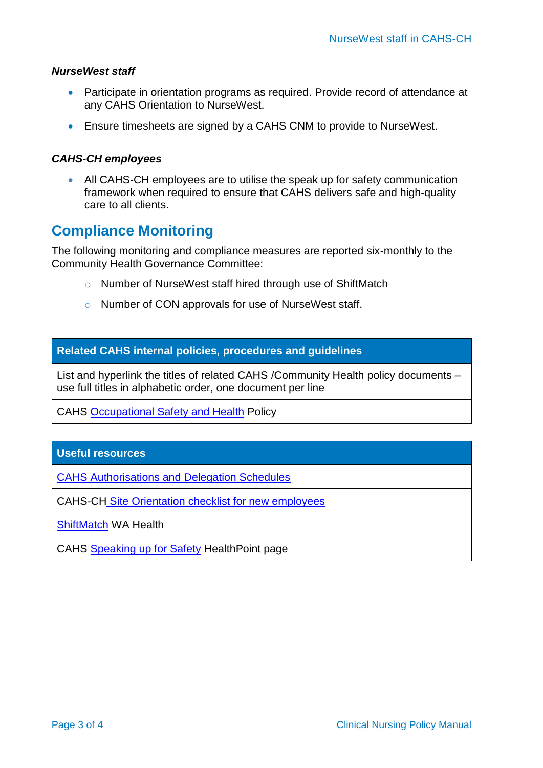***NurseWest staff***

- Participate in orientation programs as required. Provide record of attendance at any CAHS Orientation to NurseWest.
- Ensure timesheets are signed by a CAHS CNM to provide to NurseWest.

***CAHS-CH employees***

- All CAHS-CH employees are to utilise the speak up for safety communication framework when required to ensure that CAHS delivers safe and high-quality care to all clients.

## Compliance Monitoring

The following monitoring and compliance measures are reported six-monthly to the Community Health Governance Committee:

- Number of NurseWest staff hired through use of ShiftMatch
- Number of CON approvals for use of NurseWest staff.

| Related CAHS internal policies, procedures and guidelines |
|---|
| List and hyperlink the titles of related CAHS /Community Health policy documents – use full titles in alphabetic order, one document per line |
| CAHS Occupational Safety and Health Policy |

| Useful resources |
|---|
| CAHS Authorisations and Delegation Schedules |
| CAHS-CH Site Orientation checklist for new employees |
| ShiftMatch WA Health |
| CAHS Speaking up for Safety HealthPoint page |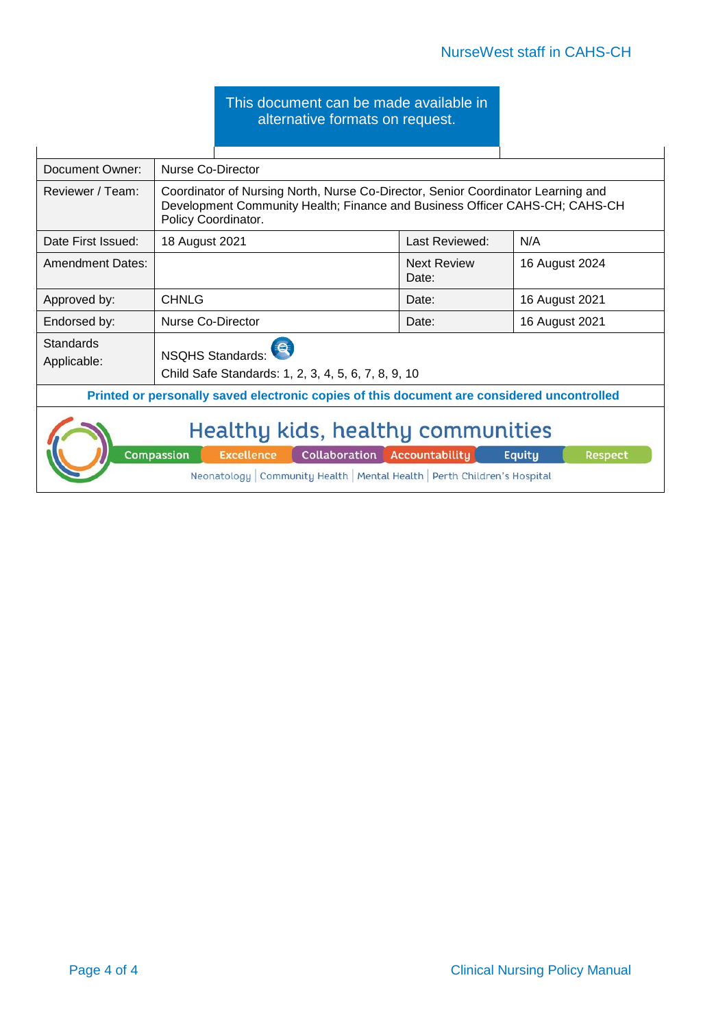This document can be made available in alternative formats on request.

| | | | |
|---|---|---|---|
| Document Owner: | Nurse Co-Director | | |
| Reviewer / Team: | Coordinator of Nursing North, Nurse Co-Director, Senior Coordinator Learning and Development Community Health; Finance and Business Officer CAHS-CH; CAHS-CH Policy Coordinator. | | |
| Date First Issued: | 18 August 2021 | Last Reviewed: | N/A |
| Amendment Dates: | | Next Review Date: | 16 August 2024 |
| Approved by: | CHNLG | Date: | 16 August 2021 |
| Endorsed by: | Nurse Co-Director | Date: | 16 August 2021 |
| Standards Applicable: | NSQHS Standards: <br> Child Safe Standards: 1, 2, 3, 4, 5, 6, 7, 8, 9, 10 | | |

**Printed or personally saved electronic copies of this document are considered uncontrolled**

Healthy kids, healthy communities

Compassion | Excellence | Collaboration | Accountability | Equity | Respect

Neonatology | Community Health | Mental Health | Perth Children's Hospital